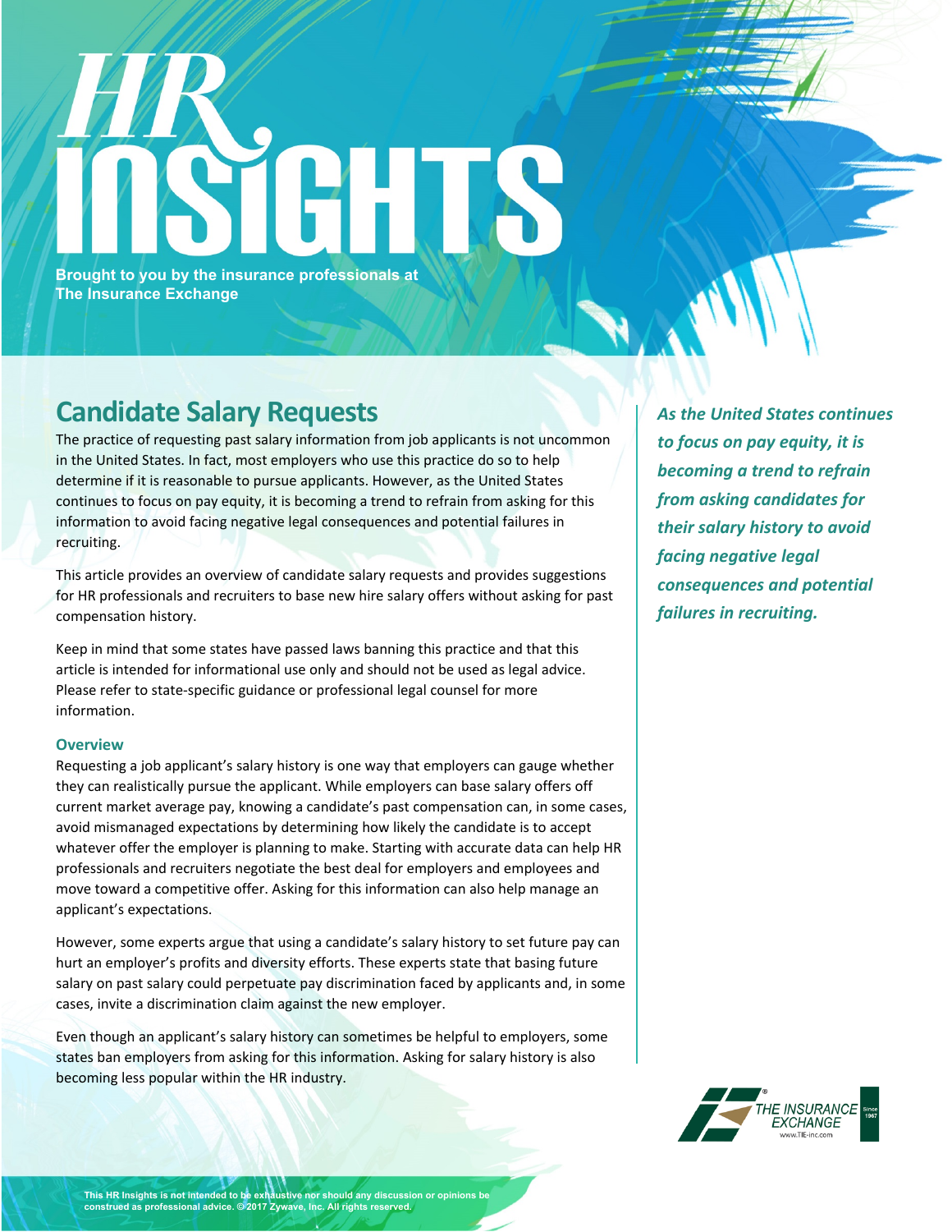# HR INSIGHTS

Brought to you by the insurance professionals at The Insurance Exchange

## Candidate Salary Requests

The practice of requesting past salary information from job applicants is not uncommon in the United States. In fact, most employers who use this practice do so to help determine if it is reasonable to pursue applicants. However, as the United States continues to focus on pay equity, it is becoming a trend to refrain from asking for this information to avoid facing negative legal consequences and potential failures in recruiting.

This article provides an overview of candidate salary requests and provides suggestions for HR professionals and recruiters to base new hire salary offers without asking for past compensation history.

Keep in mind that some states have passed laws banning this practice and that this article is intended for informational use only and should not be used as legal advice. Please refer to state-specific guidance or professional legal counsel for more information.

### Overview

Requesting a job applicant's salary history is one way that employers can gauge whether they can realistically pursue the applicant. While employers can base salary offers off current market average pay, knowing a candidate's past compensation can, in some cases, avoid mismanaged expectations by determining how likely the candidate is to accept whatever offer the employer is planning to make. Starting with accurate data can help HR professionals and recruiters negotiate the best deal for employers and employees and move toward a competitive offer. Asking for this information can also help manage an applicant's expectations.

However, some experts argue that using a candidate's salary history to set future pay can hurt an employer's profits and diversity efforts. These experts state that basing future salary on past salary could perpetuate pay discrimination faced by applicants and, in some cases, invite a discrimination claim against the new employer.

Even though an applicant's salary history can sometimes be helpful to employers, some states ban employers from asking for this information. Asking for salary history is also becoming less popular within the HR industry.

***As the United States continues to focus on pay equity, it is becoming a trend to refrain from asking candidates for their salary history to avoid facing negative legal consequences and potential failures in recruiting.***

THE INSURANCE EXCHANGE Since 1967
www.TIE-inc.com

This HR Insights is not intended to be exhaustive nor should any discussion or opinions be construed as professional advice. © 2017 Zywave, Inc. All rights reserved.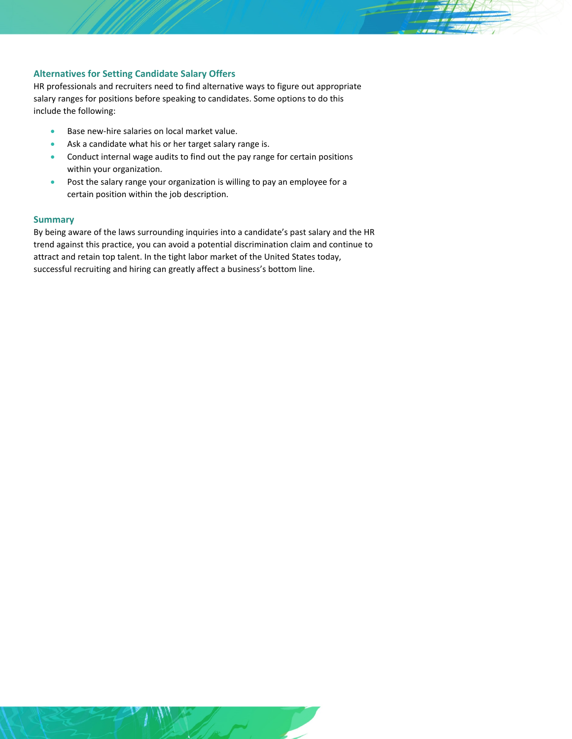## Alternatives for Setting Candidate Salary Offers

HR professionals and recruiters need to find alternative ways to figure out appropriate salary ranges for positions before speaking to candidates. Some options to do this include the following:

- Base new-hire salaries on local market value.
- Ask a candidate what his or her target salary range is.
- Conduct internal wage audits to find out the pay range for certain positions within your organization.
- Post the salary range your organization is willing to pay an employee for a certain position within the job description.

## Summary

By being aware of the laws surrounding inquiries into a candidate's past salary and the HR trend against this practice, you can avoid a potential discrimination claim and continue to attract and retain top talent. In the tight labor market of the United States today, successful recruiting and hiring can greatly affect a business's bottom line.